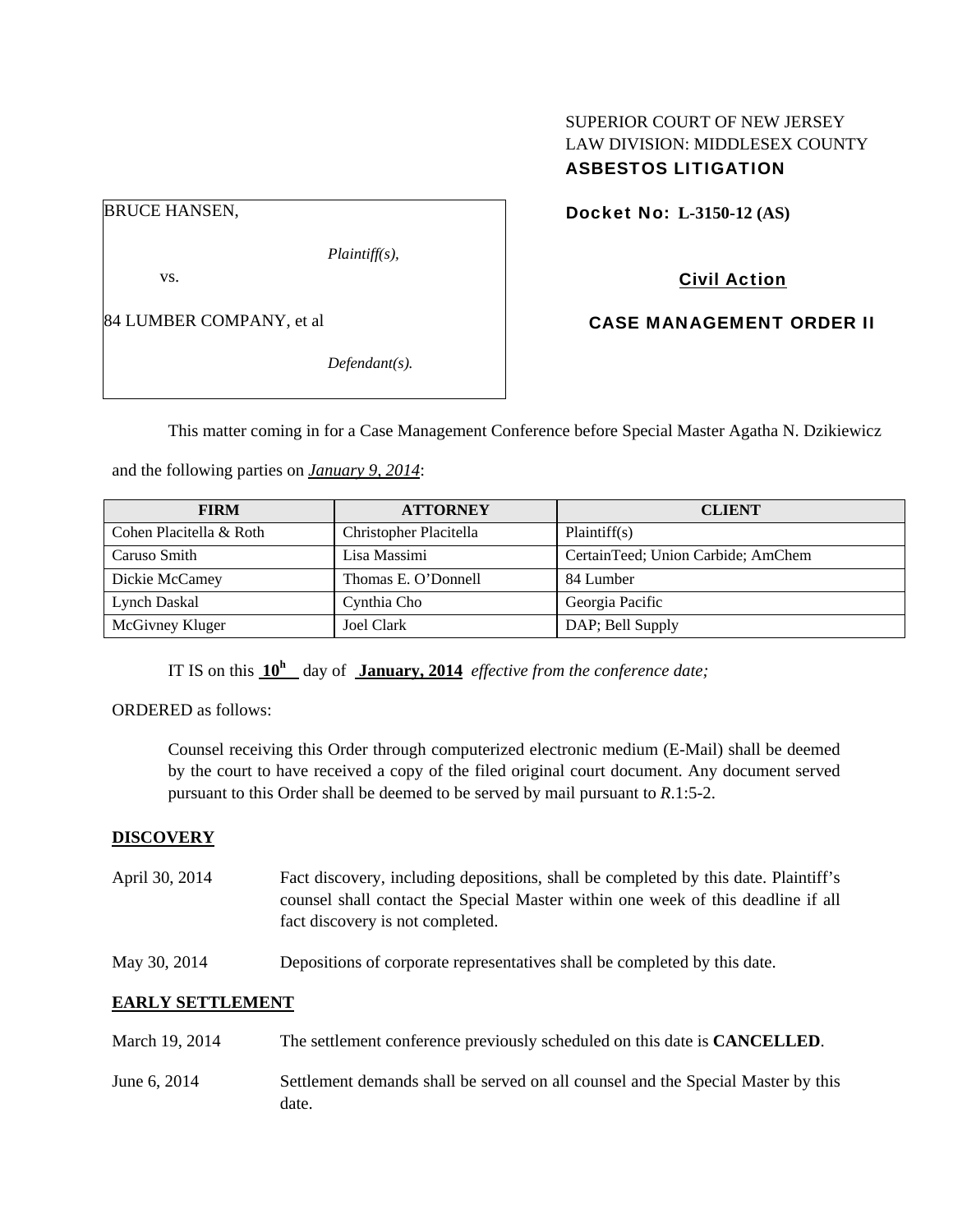SUPERIOR COURT OF NEW JERSEY
LAW DIVISION: MIDDLESEX COUNTY
**ASBESTOS LITIGATION**

BRUCE HANSEN,

*Plaintiff(s),*

vs.

84 LUMBER COMPANY, et al

*Defendant(s).*

**Docket No: L-3150-12 (AS)**

**Civil Action**

**CASE MANAGEMENT ORDER II**

This matter coming in for a Case Management Conference before Special Master Agatha N. Dzikiewicz and the following parties on ***January 9, 2014***:

| FIRM | ATTORNEY | CLIENT |
|---|---|---|
| Cohen Placitella & Roth | Christopher Placitella | Plaintiff(s) |
| Caruso Smith | Lisa Massimi | CertainTeed; Union Carbide; AmChem |
| Dickie McCamey | Thomas E. O'Donnell | 84 Lumber |
| Lynch Daskal | Cynthia Cho | Georgia Pacific |
| McGivney Kluger | Joel Clark | DAP; Bell Supply |

IT IS on this **10h** day of **January, 2014** *effective from the conference date;*

ORDERED as follows:

Counsel receiving this Order through computerized electronic medium (E-Mail) shall be deemed by the court to have received a copy of the filed original court document. Any document served pursuant to this Order shall be deemed to be served by mail pursuant to *R*.1:5-2.

**DISCOVERY**

April 30, 2014 — Fact discovery, including depositions, shall be completed by this date. Plaintiff's counsel shall contact the Special Master within one week of this deadline if all fact discovery is not completed.

May 30, 2014 — Depositions of corporate representatives shall be completed by this date.

**EARLY SETTLEMENT**

March 19, 2014 — The settlement conference previously scheduled on this date is **CANCELLED**.

June 6, 2014 — Settlement demands shall be served on all counsel and the Special Master by this date.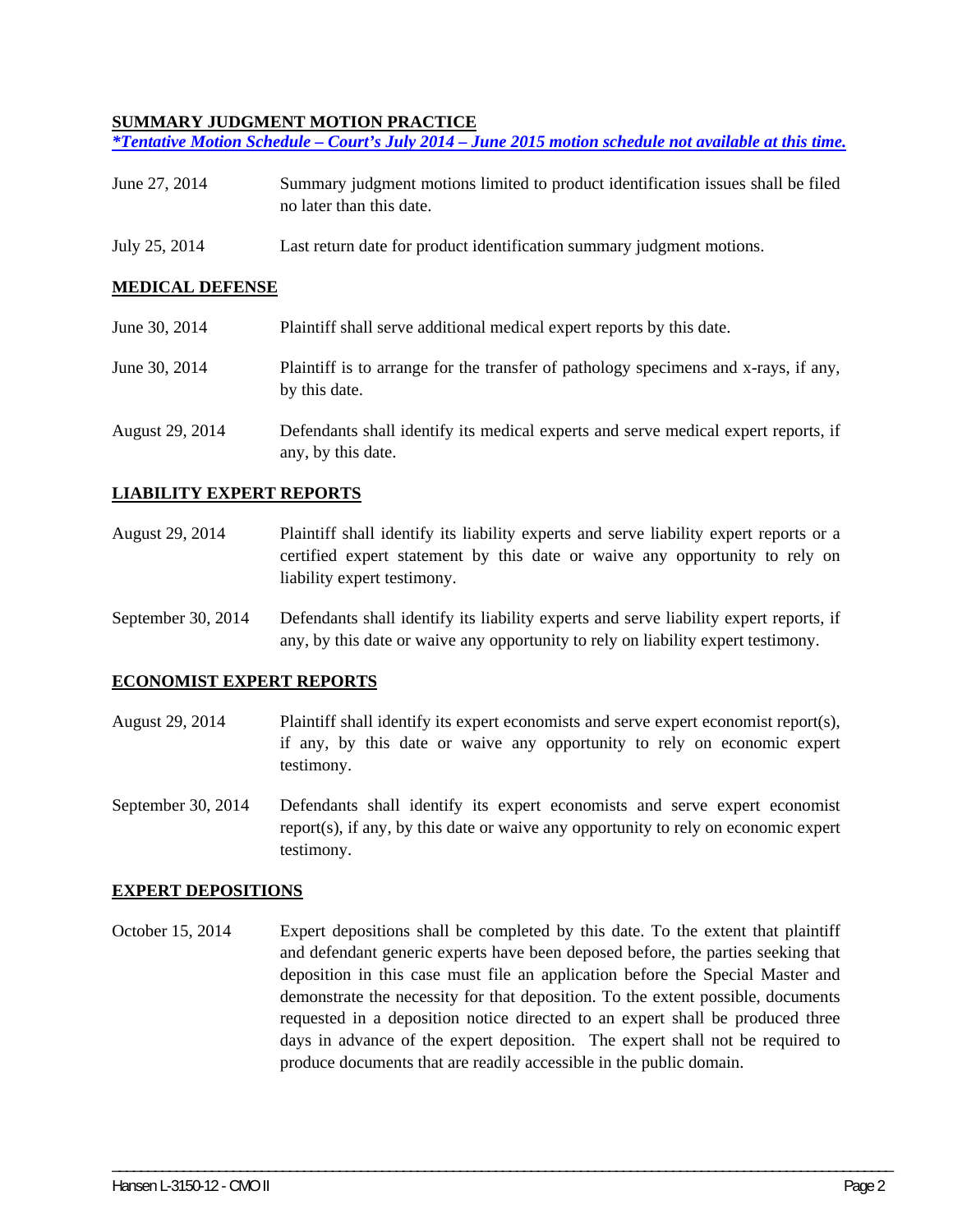**SUMMARY JUDGMENT MOTION PRACTICE**

***Tentative Motion Schedule – Court's July 2014 – June 2015 motion schedule not available at this time.***

June 27, 2014 — Summary judgment motions limited to product identification issues shall be filed no later than this date.

July 25, 2014 — Last return date for product identification summary judgment motions.

**MEDICAL DEFENSE**

June 30, 2014 — Plaintiff shall serve additional medical expert reports by this date.

June 30, 2014 — Plaintiff is to arrange for the transfer of pathology specimens and x-rays, if any, by this date.

August 29, 2014 — Defendants shall identify its medical experts and serve medical expert reports, if any, by this date.

**LIABILITY EXPERT REPORTS**

August 29, 2014 — Plaintiff shall identify its liability experts and serve liability expert reports or a certified expert statement by this date or waive any opportunity to rely on liability expert testimony.

September 30, 2014 — Defendants shall identify its liability experts and serve liability expert reports, if any, by this date or waive any opportunity to rely on liability expert testimony.

**ECONOMIST EXPERT REPORTS**

August 29, 2014 — Plaintiff shall identify its expert economists and serve expert economist report(s), if any, by this date or waive any opportunity to rely on economic expert testimony.

September 30, 2014 — Defendants shall identify its expert economists and serve expert economist report(s), if any, by this date or waive any opportunity to rely on economic expert testimony.

**EXPERT DEPOSITIONS**

October 15, 2014 — Expert depositions shall be completed by this date. To the extent that plaintiff and defendant generic experts have been deposed before, the parties seeking that deposition in this case must file an application before the Special Master and demonstrate the necessity for that deposition. To the extent possible, documents requested in a deposition notice directed to an expert shall be produced three days in advance of the expert deposition. The expert shall not be required to produce documents that are readily accessible in the public domain.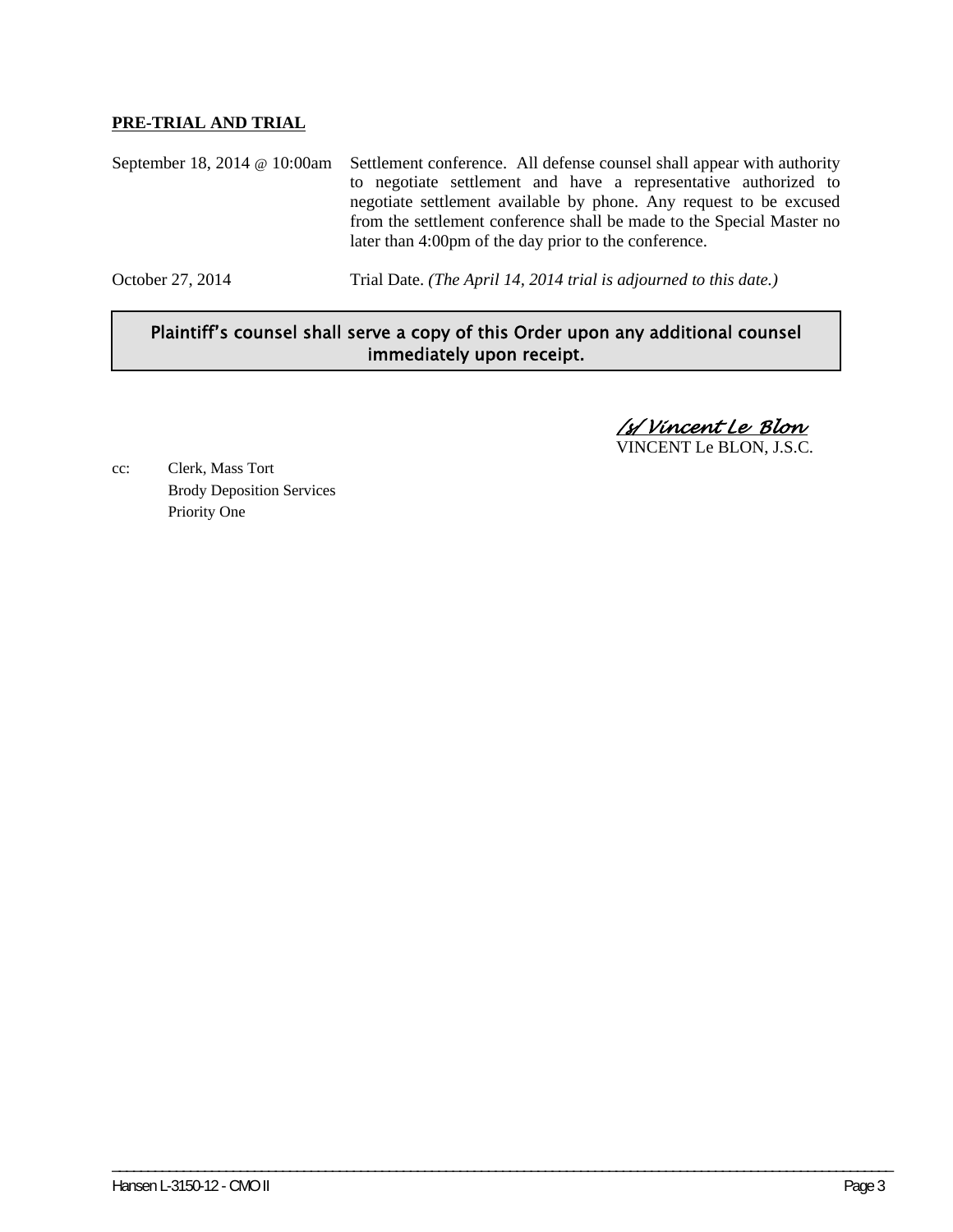**PRE-TRIAL AND TRIAL**

| | |
|---|---|
| September 18, 2014 @ 10:00am | Settlement conference. All defense counsel shall appear with authority to negotiate settlement and have a representative authorized to negotiate settlement available by phone. Any request to be excused from the settlement conference shall be made to the Special Master no later than 4:00pm of the day prior to the conference. |
| October 27, 2014 | Trial Date. *(The April 14, 2014 trial is adjourned to this date.)* |

**Plaintiff's counsel shall serve a copy of this Order upon any additional counsel immediately upon receipt.**

*/s/ Vincent Le Blon*
VINCENT Le BLON, J.S.C.

cc: Clerk, Mass Tort
Brody Deposition Services
Priority One